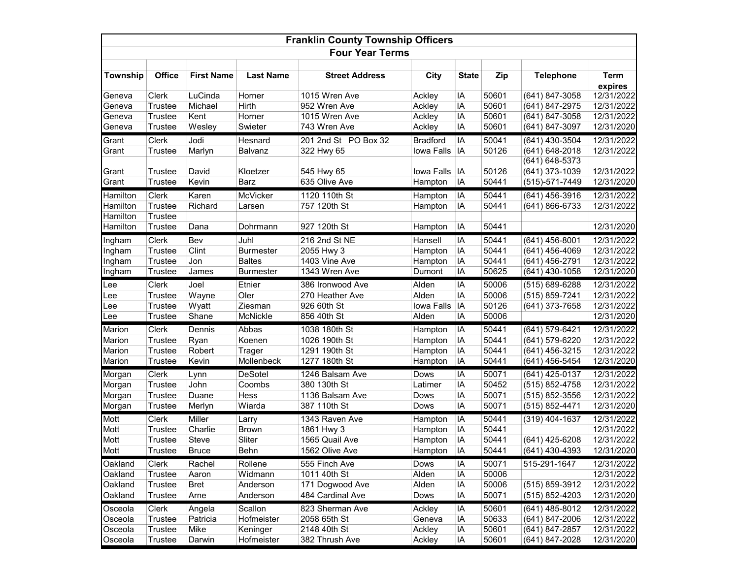# Franklin County Township Officers

## Four Year Terms

| Township | Office | First Name | Last Name | Street Address | City | State | Zip | Telephone | Term expires |
|---|---|---|---|---|---|---|---|---|---|
| Geneva | Clerk | LuCinda | Horner | 1015 Wren Ave | Ackley | IA | 50601 | (641) 847-3058 | 12/31/2022 |
| Geneva | Trustee | Michael | Hirth | 952 Wren Ave | Ackley | IA | 50601 | (641) 847-2975 | 12/31/2022 |
| Geneva | Trustee | Kent | Horner | 1015 Wren Ave | Ackley | IA | 50601 | (641) 847-3058 | 12/31/2022 |
| Geneva | Trustee | Wesley | Swieter | 743 Wren Ave | Ackley | IA | 50601 | (641) 847-3097 | 12/31/2020 |
| Grant | Clerk | Jodi | Hesnard | 201 2nd St PO Box 32 | Bradford | IA | 50041 | (641) 430-3504 | 12/31/2022 |
| Grant | Trustee | Marlyn | Balvanz | 322 Hwy 65 | Iowa Falls | IA | 50126 | (641) 648-2018 | 12/31/2022 |
| Grant | Trustee | David | Kloetzer | 545 Hwy 65 | Iowa Falls | IA | 50126 | (641) 648-5373 (641) 373-1039 | 12/31/2022 |
| Grant | Trustee | Kevin | Barz | 635 Olive Ave | Hampton | IA | 50441 | (515)-571-7449 | 12/31/2020 |
| Hamilton | Clerk | Karen | McVicker | 1120 110th St | Hampton | IA | 50441 | (641) 456-3916 | 12/31/2022 |
| Hamilton | Trustee | Richard | Larsen | 757 120th St | Hampton | IA | 50441 | (641) 866-6733 | 12/31/2022 |
| Hamilton | Trustee | | | | | | | | |
| Hamilton | Trustee | Dana | Dohrmann | 927 120th St | Hampton | IA | 50441 | | 12/31/2020 |
| Ingham | Clerk | Bev | Juhl | 216 2nd St NE | Hansell | IA | 50441 | (641) 456-8001 | 12/31/2022 |
| Ingham | Trustee | Clint | Burmester | 2055 Hwy 3 | Hampton | IA | 50441 | (641) 456-4069 | 12/31/2022 |
| Ingham | Trustee | Jon | Baltes | 1403 Vine Ave | Hampton | IA | 50441 | (641) 456-2791 | 12/31/2022 |
| Ingham | Trustee | James | Burmester | 1343 Wren Ave | Dumont | IA | 50625 | (641) 430-1058 | 12/31/2020 |
| Lee | Clerk | Joel | Etnier | 386 Ironwood Ave | Alden | IA | 50006 | (515) 689-6288 | 12/31/2022 |
| Lee | Trustee | Wayne | Oler | 270 Heather Ave | Alden | IA | 50006 | (515) 859-7241 | 12/31/2022 |
| Lee | Trustee | Wyatt | Ziesman | 926 60th St | Iowa Falls | IA | 50126 | (641) 373-7658 | 12/31/2022 |
| Lee | Trustee | Shane | McNickle | 856 40th St | Alden | IA | 50006 | | 12/31/2020 |
| Marion | Clerk | Dennis | Abbas | 1038 180th St | Hampton | IA | 50441 | (641) 579-6421 | 12/31/2022 |
| Marion | Trustee | Ryan | Koenen | 1026 190th St | Hampton | IA | 50441 | (641) 579-6220 | 12/31/2022 |
| Marion | Trustee | Robert | Trager | 1291 190th St | Hampton | IA | 50441 | (641) 456-3215 | 12/31/2022 |
| Marion | Trustee | Kevin | Mollenbeck | 1277 180th St | Hampton | IA | 50441 | (641) 456-5454 | 12/31/2020 |
| Morgan | Clerk | Lynn | DeSotel | 1246 Balsam Ave | Dows | IA | 50071 | (641) 425-0137 | 12/31/2022 |
| Morgan | Trustee | John | Coombs | 380 130th St | Latimer | IA | 50452 | (515) 852-4758 | 12/31/2022 |
| Morgan | Trustee | Duane | Hess | 1136 Balsam Ave | Dows | IA | 50071 | (515) 852-3556 | 12/31/2022 |
| Morgan | Trustee | Merlyn | Wiarda | 387 110th St | Dows | IA | 50071 | (515) 852-4471 | 12/31/2020 |
| Mott | Clerk | Miller | Larry | 1343 Raven Ave | Hampton | IA | 50441 | (319) 404-1637 | 12/31/2022 |
| Mott | Trustee | Charlie | Brown | 1861 Hwy 3 | Hampton | IA | 50441 | | 12/31/2022 |
| Mott | Trustee | Steve | Sliter | 1565 Quail Ave | Hampton | IA | 50441 | (641) 425-6208 | 12/31/2022 |
| Mott | Trustee | Bruce | Behn | 1562 Olive Ave | Hampton | IA | 50441 | (641) 430-4393 | 12/31/2020 |
| Oakland | Clerk | Rachel | Rollene | 555 Finch Ave | Dows | IA | 50071 | 515-291-1647 | 12/31/2022 |
| Oakland | Trustee | Aaron | Widmann | 1011 40th St | Alden | IA | 50006 | | 12/31/2022 |
| Oakland | Trustee | Bret | Anderson | 171 Dogwood Ave | Alden | IA | 50006 | (515) 859-3912 | 12/31/2022 |
| Oakland | Trustee | Arne | Anderson | 484 Cardinal Ave | Dows | IA | 50071 | (515) 852-4203 | 12/31/2020 |
| Osceola | Clerk | Angela | Scallon | 823 Sherman Ave | Ackley | IA | 50601 | (641) 485-8012 | 12/31/2022 |
| Osceola | Trustee | Patricia | Hofmeister | 2058 65th St | Geneva | IA | 50633 | (641) 847-2006 | 12/31/2022 |
| Osceola | Trustee | Mike | Keninger | 2148 40th St | Ackley | IA | 50601 | (641) 847-2857 | 12/31/2022 |
| Osceola | Trustee | Darwin | Hofmeister | 382 Thrush Ave | Ackley | IA | 50601 | (641) 847-2028 | 12/31/2020 |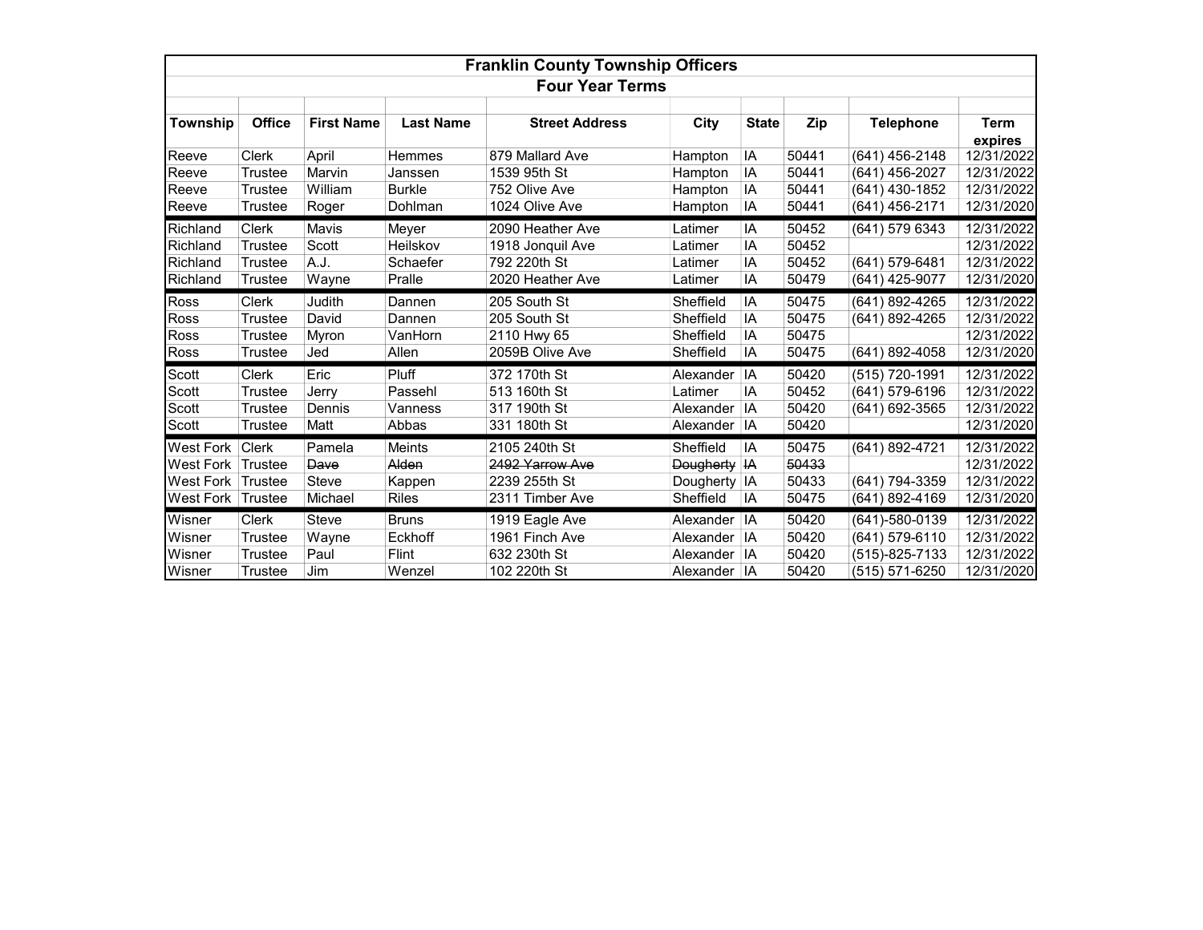## Franklin County Township Officers

### Four Year Terms

| Township | Office | First Name | Last Name | Street Address | City | State | Zip | Telephone | Term expires |
|---|---|---|---|---|---|---|---|---|---|
| Reeve | Clerk | April | Hemmes | 879 Mallard Ave | Hampton | IA | 50441 | (641) 456-2148 | 12/31/2022 |
| Reeve | Trustee | Marvin | Janssen | 1539 95th St | Hampton | IA | 50441 | (641) 456-2027 | 12/31/2022 |
| Reeve | Trustee | William | Burkle | 752 Olive Ave | Hampton | IA | 50441 | (641) 430-1852 | 12/31/2022 |
| Reeve | Trustee | Roger | Dohlman | 1024 Olive Ave | Hampton | IA | 50441 | (641) 456-2171 | 12/31/2020 |
| Richland | Clerk | Mavis | Meyer | 2090 Heather Ave | Latimer | IA | 50452 | (641) 579 6343 | 12/31/2022 |
| Richland | Trustee | Scott | Heilskov | 1918 Jonquil Ave | Latimer | IA | 50452 | | 12/31/2022 |
| Richland | Trustee | A.J. | Schaefer | 792 220th St | Latimer | IA | 50452 | (641) 579-6481 | 12/31/2022 |
| Richland | Trustee | Wayne | Pralle | 2020 Heather Ave | Latimer | IA | 50479 | (641) 425-9077 | 12/31/2020 |
| Ross | Clerk | Judith | Dannen | 205 South St | Sheffield | IA | 50475 | (641) 892-4265 | 12/31/2022 |
| Ross | Trustee | David | Dannen | 205 South St | Sheffield | IA | 50475 | (641) 892-4265 | 12/31/2022 |
| Ross | Trustee | Myron | VanHorn | 2110 Hwy 65 | Sheffield | IA | 50475 | | 12/31/2022 |
| Ross | Trustee | Jed | Allen | 2059B Olive Ave | Sheffield | IA | 50475 | (641) 892-4058 | 12/31/2020 |
| Scott | Clerk | Eric | Pluff | 372 170th St | Alexander | IA | 50420 | (515) 720-1991 | 12/31/2022 |
| Scott | Trustee | Jerry | Passehl | 513 160th St | Latimer | IA | 50452 | (641) 579-6196 | 12/31/2022 |
| Scott | Trustee | Dennis | Vanness | 317 190th St | Alexander | IA | 50420 | (641) 692-3565 | 12/31/2022 |
| Scott | Trustee | Matt | Abbas | 331 180th St | Alexander | IA | 50420 | | 12/31/2020 |
| West Fork | Clerk | Pamela | Meints | 2105 240th St | Sheffield | IA | 50475 | (641) 892-4721 | 12/31/2022 |
| West Fork | Trustee | ~~Dave~~ | ~~Alden~~ | ~~2492 Yarrow Ave~~ | ~~Dougherty~~ | ~~IA~~ | ~~50433~~ | | 12/31/2022 |
| West Fork | Trustee | Steve | Kappen | 2239 255th St | Dougherty | IA | 50433 | (641) 794-3359 | 12/31/2022 |
| West Fork | Trustee | Michael | Riles | 2311 Timber Ave | Sheffield | IA | 50475 | (641) 892-4169 | 12/31/2020 |
| Wisner | Clerk | Steve | Bruns | 1919 Eagle Ave | Alexander | IA | 50420 | (641)-580-0139 | 12/31/2022 |
| Wisner | Trustee | Wayne | Eckhoff | 1961 Finch Ave | Alexander | IA | 50420 | (641) 579-6110 | 12/31/2022 |
| Wisner | Trustee | Paul | Flint | 632 230th St | Alexander | IA | 50420 | (515)-825-7133 | 12/31/2022 |
| Wisner | Trustee | Jim | Wenzel | 102 220th St | Alexander | IA | 50420 | (515) 571-6250 | 12/31/2020 |